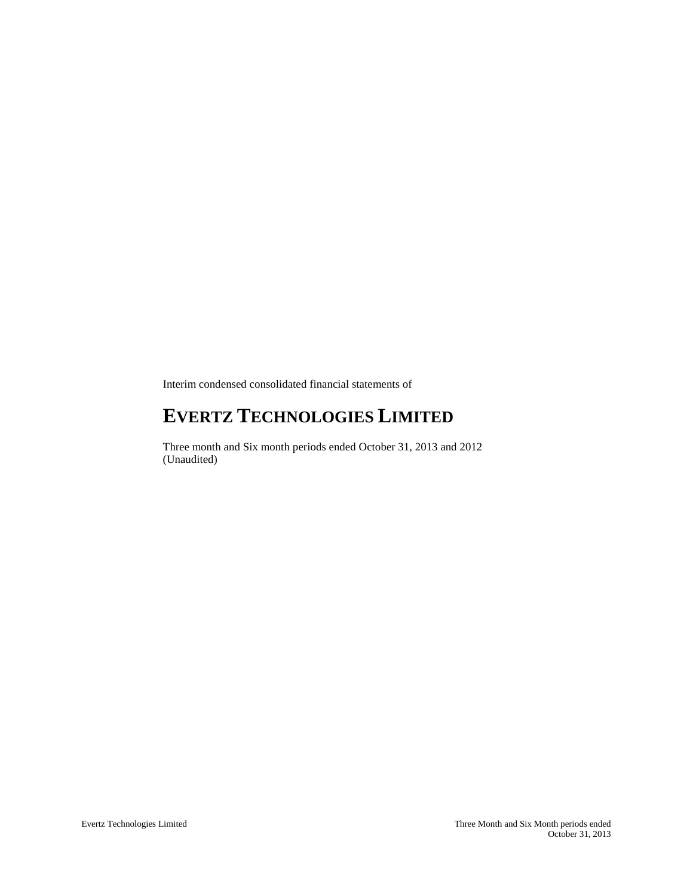Interim condensed consolidated financial statements of

# EVERTZ TECHNOLOGIES LIMITED

Three month and Six month periods ended October 31, 2013 and 2012
(Unaudited)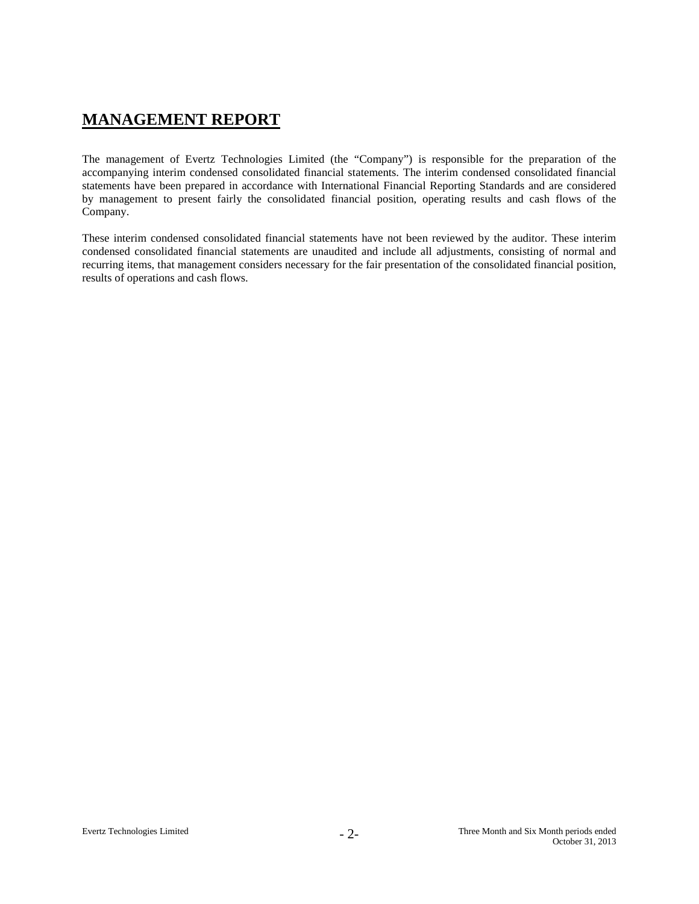# MANAGEMENT REPORT

The management of Evertz Technologies Limited (the "Company") is responsible for the preparation of the accompanying interim condensed consolidated financial statements. The interim condensed consolidated financial statements have been prepared in accordance with International Financial Reporting Standards and are considered by management to present fairly the consolidated financial position, operating results and cash flows of the Company.

These interim condensed consolidated financial statements have not been reviewed by the auditor. These interim condensed consolidated financial statements are unaudited and include all adjustments, consisting of normal and recurring items, that management considers necessary for the fair presentation of the consolidated financial position, results of operations and cash flows.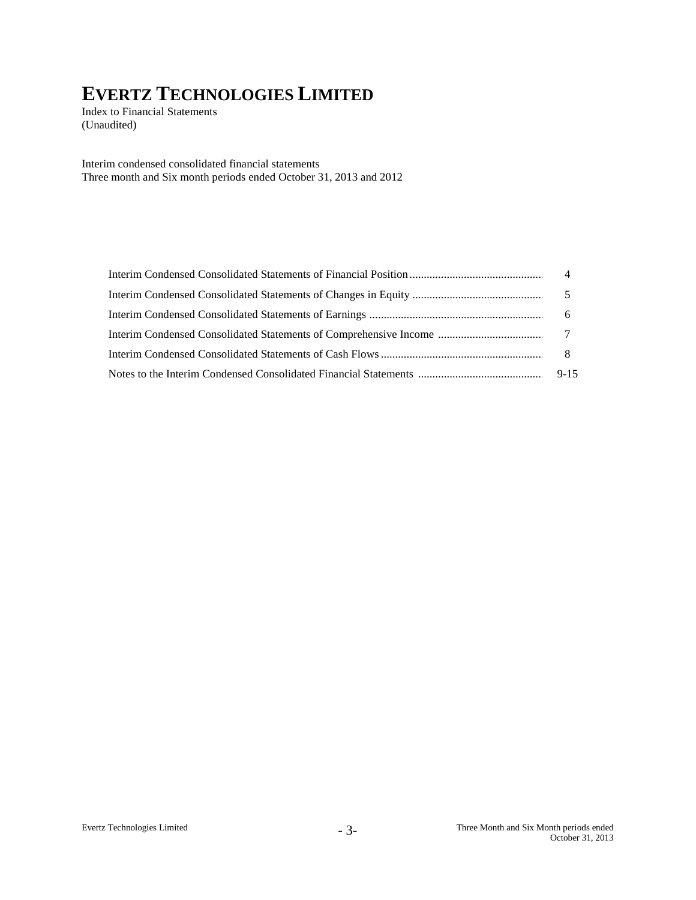# EVERTZ TECHNOLOGIES LIMITED

Index to Financial Statements
(Unaudited)

Interim condensed consolidated financial statements
Three month and Six month periods ended October 31, 2013 and 2012

| | |
|---|---|
| Interim Condensed Consolidated Statements of Financial Position | 4 |
| Interim Condensed Consolidated Statements of Changes in Equity | 5 |
| Interim Condensed Consolidated Statements of Earnings | 6 |
| Interim Condensed Consolidated Statements of Comprehensive Income | 7 |
| Interim Condensed Consolidated Statements of Cash Flows | 8 |
| Notes to the Interim Condensed Consolidated Financial Statements | 9-15 |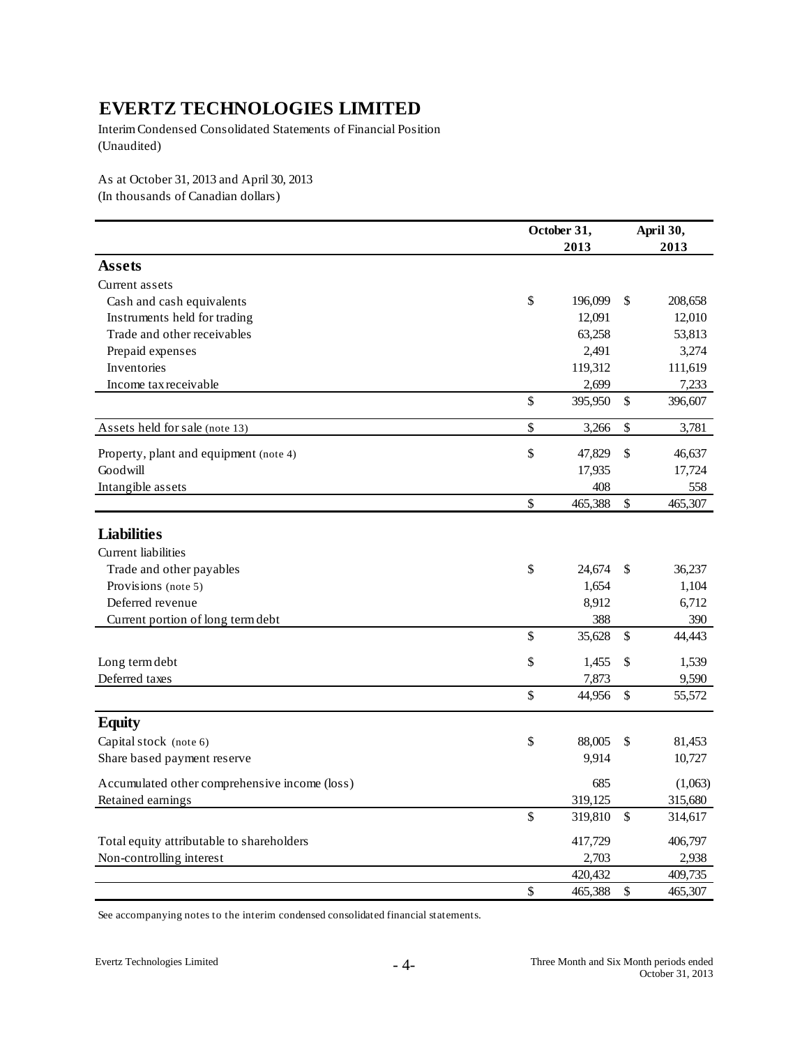# EVERTZ TECHNOLOGIES LIMITED

Interim Condensed Consolidated Statements of Financial Position
(Unaudited)

As at October 31, 2013 and April 30, 2013
(In thousands of Canadian dollars)

| | October 31, 2013 | April 30, 2013 |
|---|---|---|
| **Assets** | | |
| Current assets | | |
| Cash and cash equivalents | $ 196,099 | $ 208,658 |
| Instruments held for trading | 12,091 | 12,010 |
| Trade and other receivables | 63,258 | 53,813 |
| Prepaid expenses | 2,491 | 3,274 |
| Inventories | 119,312 | 111,619 |
| Income tax receivable | 2,699 | 7,233 |
| | $ 395,950 | $ 396,607 |
| Assets held for sale (note 13) | $ 3,266 | $ 3,781 |
| Property, plant and equipment (note 4) | $ 47,829 | $ 46,637 |
| Goodwill | 17,935 | 17,724 |
| Intangible assets | 408 | 558 |
| | $ 465,388 | $ 465,307 |
| **Liabilities** | | |
| Current liabilities | | |
| Trade and other payables | $ 24,674 | $ 36,237 |
| Provisions (note 5) | 1,654 | 1,104 |
| Deferred revenue | 8,912 | 6,712 |
| Current portion of long term debt | 388 | 390 |
| | $ 35,628 | $ 44,443 |
| Long term debt | $ 1,455 | $ 1,539 |
| Deferred taxes | 7,873 | 9,590 |
| | $ 44,956 | $ 55,572 |
| **Equity** | | |
| Capital stock (note 6) | $ 88,005 | $ 81,453 |
| Share based payment reserve | 9,914 | 10,727 |
| Accumulated other comprehensive income (loss) | 685 | (1,063) |
| Retained earnings | 319,125 | 315,680 |
| | $ 319,810 | $ 314,617 |
| Total equity attributable to shareholders | 417,729 | 406,797 |
| Non-controlling interest | 2,703 | 2,938 |
| | 420,432 | 409,735 |
| | $ 465,388 | $ 465,307 |

See accompanying notes to the interim condensed consolidated financial statements.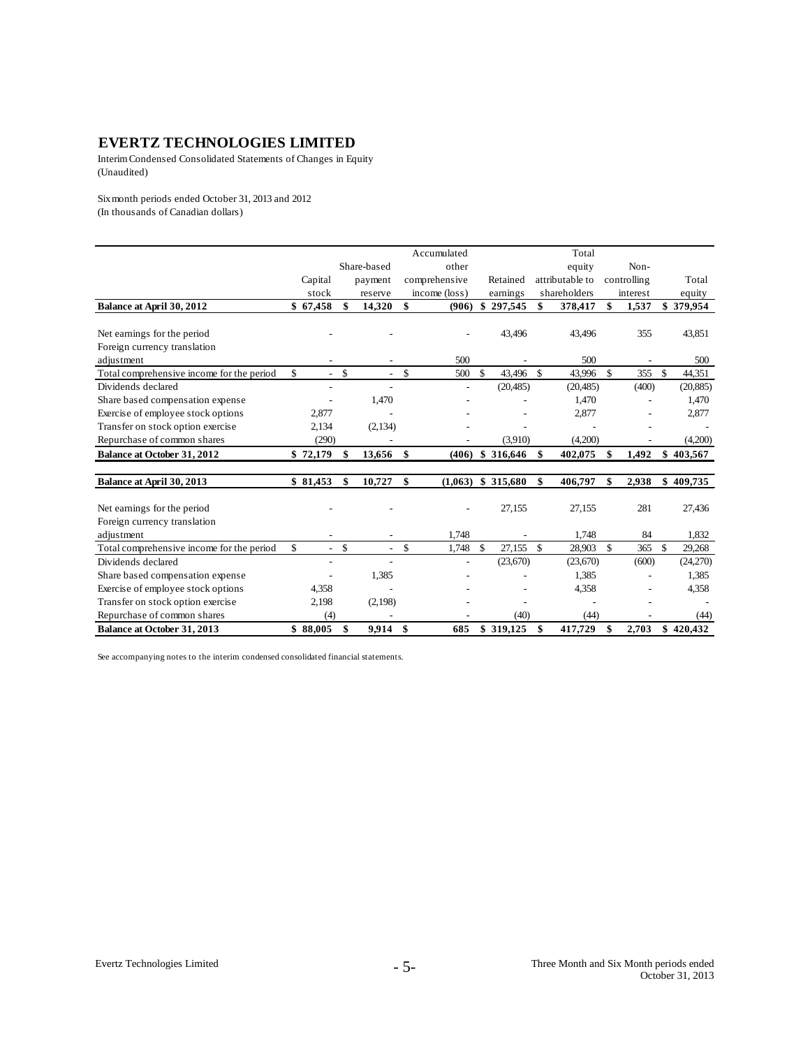# EVERTZ TECHNOLOGIES LIMITED

Interim Condensed Consolidated Statements of Changes in Equity
(Unaudited)

Six month periods ended October 31, 2013 and 2012
(In thousands of Canadian dollars)

| | Capital stock | Share-based payment reserve | Accumulated other comprehensive income (loss) | Retained earnings | Total equity attributable to shareholders | Non-controlling interest | Total equity |
|---|---|---|---|---|---|---|---|
| **Balance at April 30, 2012** | **$ 67,458** | **$ 14,320** | **$ (906)** | **$ 297,545** | **$ 378,417** | **$ 1,537** | **$ 379,954** |
| Net earnings for the period | - | - | - | 43,496 | 43,496 | 355 | 43,851 |
| Foreign currency translation adjustment | - | - | 500 | - | 500 | - | 500 |
| Total comprehensive income for the period | $ - | $ - | $ 500 | $ 43,496 | $ 43,996 | $ 355 | $ 44,351 |
| Dividends declared | - | - | - | (20,485) | (20,485) | (400) | (20,885) |
| Share based compensation expense | - | 1,470 | - | - | 1,470 | - | 1,470 |
| Exercise of employee stock options | 2,877 | - | - | - | 2,877 | - | 2,877 |
| Transfer on stock option exercise | 2,134 | (2,134) | - | - | - | - | - |
| Repurchase of common shares | (290) | - | - | (3,910) | (4,200) | - | (4,200) |
| **Balance at October 31, 2012** | **$ 72,179** | **$ 13,656** | **$ (406)** | **$ 316,646** | **$ 402,075** | **$ 1,492** | **$ 403,567** |
| **Balance at April 30, 2013** | **$ 81,453** | **$ 10,727** | **$ (1,063)** | **$ 315,680** | **$ 406,797** | **$ 2,938** | **$ 409,735** |
| Net earnings for the period | - | - | - | 27,155 | 27,155 | 281 | 27,436 |
| Foreign currency translation adjustment | - | - | 1,748 | - | 1,748 | 84 | 1,832 |
| Total comprehensive income for the period | $ - | $ - | $ 1,748 | $ 27,155 | $ 28,903 | $ 365 | $ 29,268 |
| Dividends declared | - | - | - | (23,670) | (23,670) | (600) | (24,270) |
| Share based compensation expense | - | 1,385 | - | - | 1,385 | - | 1,385 |
| Exercise of employee stock options | 4,358 | - | - | - | 4,358 | - | 4,358 |
| Transfer on stock option exercise | 2,198 | (2,198) | - | - | - | - | - |
| Repurchase of common shares | (4) | - | - | (40) | (44) | - | (44) |
| **Balance at October 31, 2013** | **$ 88,005** | **$ 9,914** | **$ 685** | **$ 319,125** | **$ 417,729** | **$ 2,703** | **$ 420,432** |

See accompanying notes to the interim condensed consolidated financial statements.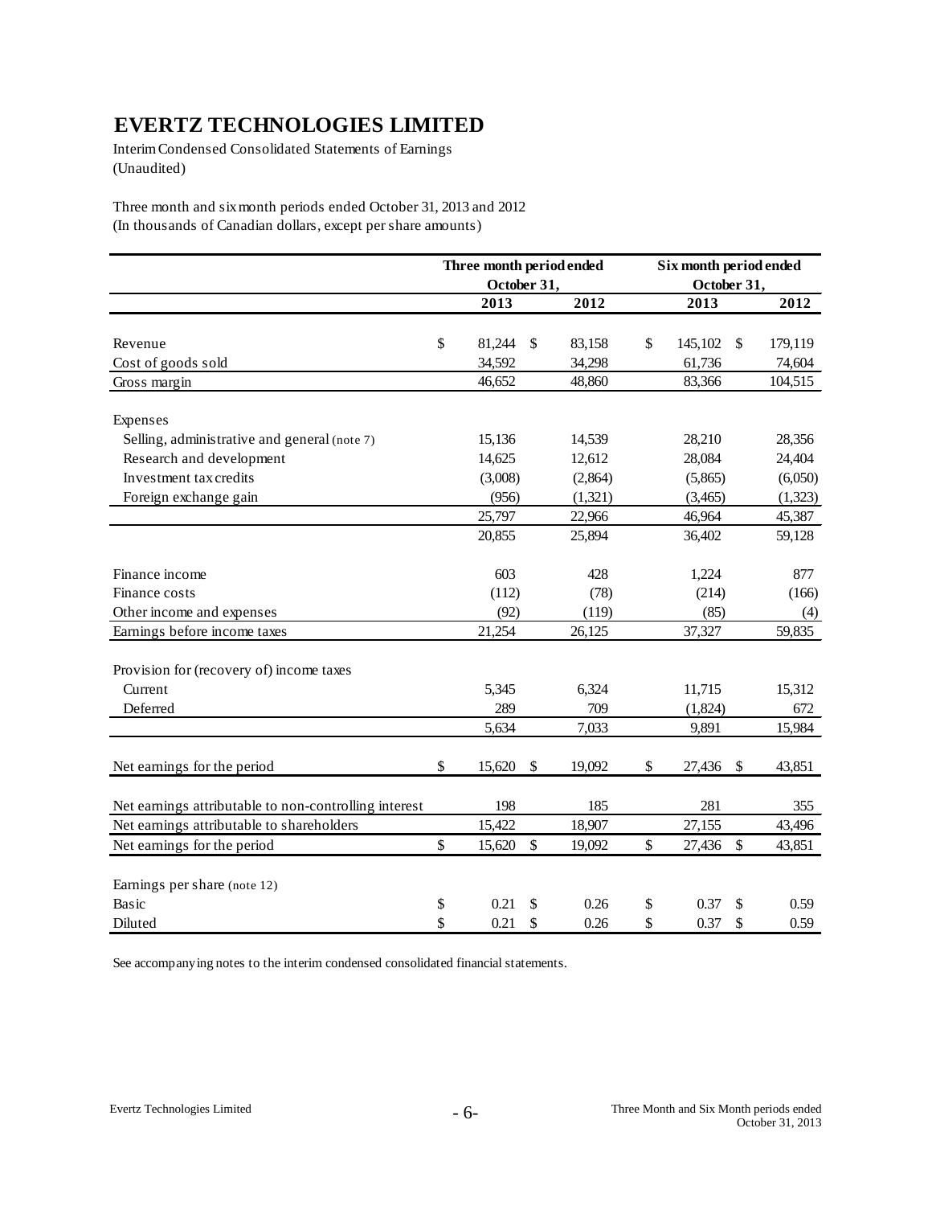# EVERTZ TECHNOLOGIES LIMITED

Interim Condensed Consolidated Statements of Earnings
(Unaudited)

Three month and six month periods ended October 31, 2013 and 2012
(In thousands of Canadian dollars, except per share amounts)

| | Three month period ended October 31, | | Six month period ended October 31, | |
|---|---|---|---|---|
| | 2013 | 2012 | 2013 | 2012 |
| Revenue | $ 81,244 | $ 83,158 | $ 145,102 | $ 179,119 |
| Cost of goods sold | 34,592 | 34,298 | 61,736 | 74,604 |
| Gross margin | 46,652 | 48,860 | 83,366 | 104,515 |
| Expenses | | | | |
| Selling, administrative and general (note 7) | 15,136 | 14,539 | 28,210 | 28,356 |
| Research and development | 14,625 | 12,612 | 28,084 | 24,404 |
| Investment tax credits | (3,008) | (2,864) | (5,865) | (6,050) |
| Foreign exchange gain | (956) | (1,321) | (3,465) | (1,323) |
| | 25,797 | 22,966 | 46,964 | 45,387 |
| | 20,855 | 25,894 | 36,402 | 59,128 |
| Finance income | 603 | 428 | 1,224 | 877 |
| Finance costs | (112) | (78) | (214) | (166) |
| Other income and expenses | (92) | (119) | (85) | (4) |
| Earnings before income taxes | 21,254 | 26,125 | 37,327 | 59,835 |
| Provision for (recovery of) income taxes | | | | |
| Current | 5,345 | 6,324 | 11,715 | 15,312 |
| Deferred | 289 | 709 | (1,824) | 672 |
| | 5,634 | 7,033 | 9,891 | 15,984 |
| Net earnings for the period | $ 15,620 | $ 19,092 | $ 27,436 | $ 43,851 |
| Net earnings attributable to non-controlling interest | 198 | 185 | 281 | 355 |
| Net earnings attributable to shareholders | 15,422 | 18,907 | 27,155 | 43,496 |
| Net earnings for the period | $ 15,620 | $ 19,092 | $ 27,436 | $ 43,851 |
| Earnings per share (note 12) | | | | |
| Basic | $ 0.21 | $ 0.26 | $ 0.37 | $ 0.59 |
| Diluted | $ 0.21 | $ 0.26 | $ 0.37 | $ 0.59 |

See accompanying notes to the interim condensed consolidated financial statements.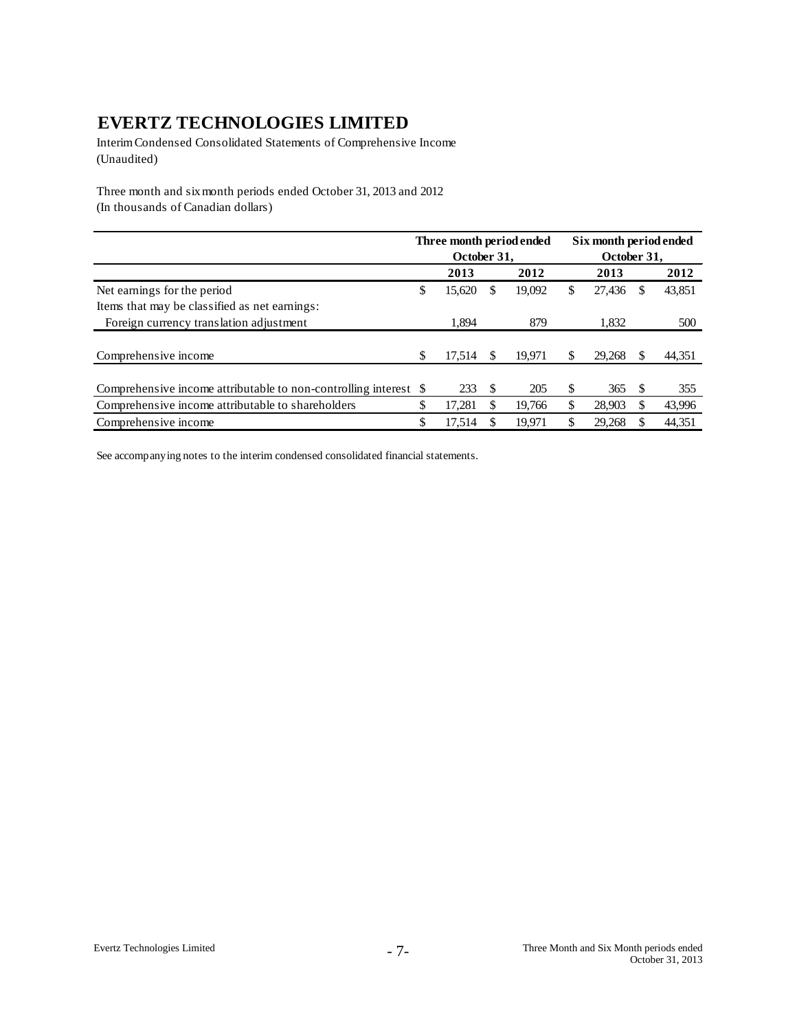# EVERTZ TECHNOLOGIES LIMITED

Interim Condensed Consolidated Statements of Comprehensive Income
(Unaudited)

Three month and six month periods ended October 31, 2013 and 2012
(In thousands of Canadian dollars)

| | Three month period ended October 31, | | Six month period ended October 31, | |
|---|---|---|---|---|
| | 2013 | 2012 | 2013 | 2012 |
| Net earnings for the period | $ 15,620 | $ 19,092 | $ 27,436 | $ 43,851 |
| Items that may be classified as net earnings: | | | | |
| Foreign currency translation adjustment | 1,894 | 879 | 1,832 | 500 |
| Comprehensive income | $ 17,514 | $ 19,971 | $ 29,268 | $ 44,351 |
| Comprehensive income attributable to non-controlling interest | $ 233 | $ 205 | $ 365 | $ 355 |
| Comprehensive income attributable to shareholders | $ 17,281 | $ 19,766 | $ 28,903 | $ 43,996 |
| Comprehensive income | $ 17,514 | $ 19,971 | $ 29,268 | $ 44,351 |

See accompanying notes to the interim condensed consolidated financial statements.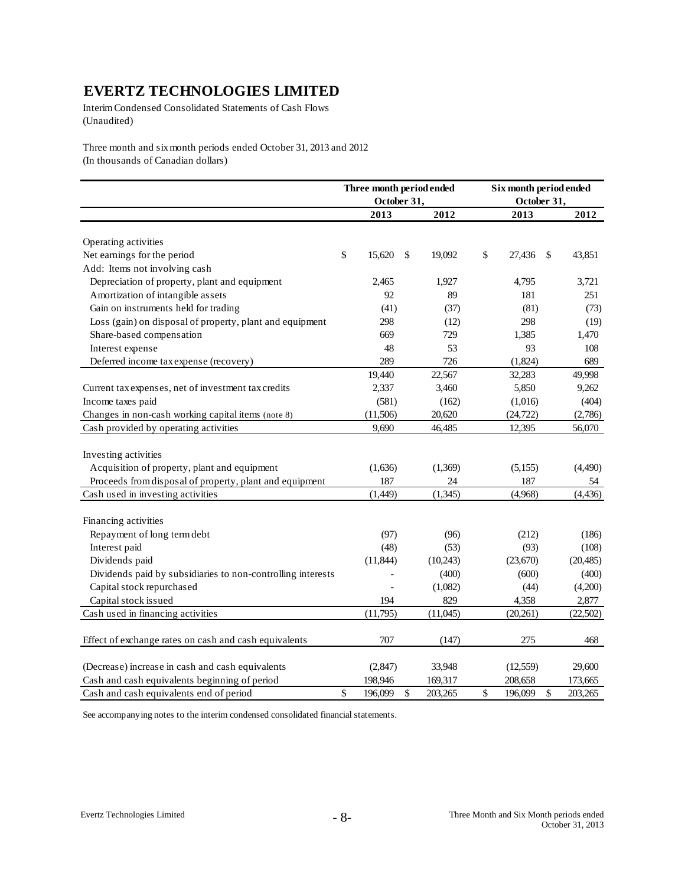# EVERTZ TECHNOLOGIES LIMITED

Interim Condensed Consolidated Statements of Cash Flows
(Unaudited)

Three month and six month periods ended October 31, 2013 and 2012
(In thousands of Canadian dollars)

| | Three month period ended October 31, | | Six month period ended October 31, | |
|---|---|---|---|---|
| | 2013 | 2012 | 2013 | 2012 |
| Operating activities | | | | |
| Net earnings for the period | $ 15,620 | $ 19,092 | $ 27,436 | $ 43,851 |
| Add: Items not involving cash | | | | |
| Depreciation of property, plant and equipment | 2,465 | 1,927 | 4,795 | 3,721 |
| Amortization of intangible assets | 92 | 89 | 181 | 251 |
| Gain on instruments held for trading | (41) | (37) | (81) | (73) |
| Loss (gain) on disposal of property, plant and equipment | 298 | (12) | 298 | (19) |
| Share-based compensation | 669 | 729 | 1,385 | 1,470 |
| Interest expense | 48 | 53 | 93 | 108 |
| Deferred income tax expense (recovery) | 289 | 726 | (1,824) | 689 |
| | 19,440 | 22,567 | 32,283 | 49,998 |
| Current tax expenses, net of investment tax credits | 2,337 | 3,460 | 5,850 | 9,262 |
| Income taxes paid | (581) | (162) | (1,016) | (404) |
| Changes in non-cash working capital items (note 8) | (11,506) | 20,620 | (24,722) | (2,786) |
| Cash provided by operating activities | 9,690 | 46,485 | 12,395 | 56,070 |
| Investing activities | | | | |
| Acquisition of property, plant and equipment | (1,636) | (1,369) | (5,155) | (4,490) |
| Proceeds from disposal of property, plant and equipment | 187 | 24 | 187 | 54 |
| Cash used in investing activities | (1,449) | (1,345) | (4,968) | (4,436) |
| Financing activities | | | | |
| Repayment of long term debt | (97) | (96) | (212) | (186) |
| Interest paid | (48) | (53) | (93) | (108) |
| Dividends paid | (11,844) | (10,243) | (23,670) | (20,485) |
| Dividends paid by subsidiaries to non-controlling interests | - | (400) | (600) | (400) |
| Capital stock repurchased | - | (1,082) | (44) | (4,200) |
| Capital stock issued | 194 | 829 | 4,358 | 2,877 |
| Cash used in financing activities | (11,795) | (11,045) | (20,261) | (22,502) |
| Effect of exchange rates on cash and cash equivalents | 707 | (147) | 275 | 468 |
| (Decrease) increase in cash and cash equivalents | (2,847) | 33,948 | (12,559) | 29,600 |
| Cash and cash equivalents beginning of period | 198,946 | 169,317 | 208,658 | 173,665 |
| Cash and cash equivalents end of period | $ 196,099 | $ 203,265 | $ 196,099 | $ 203,265 |

See accompanying notes to the interim condensed consolidated financial statements.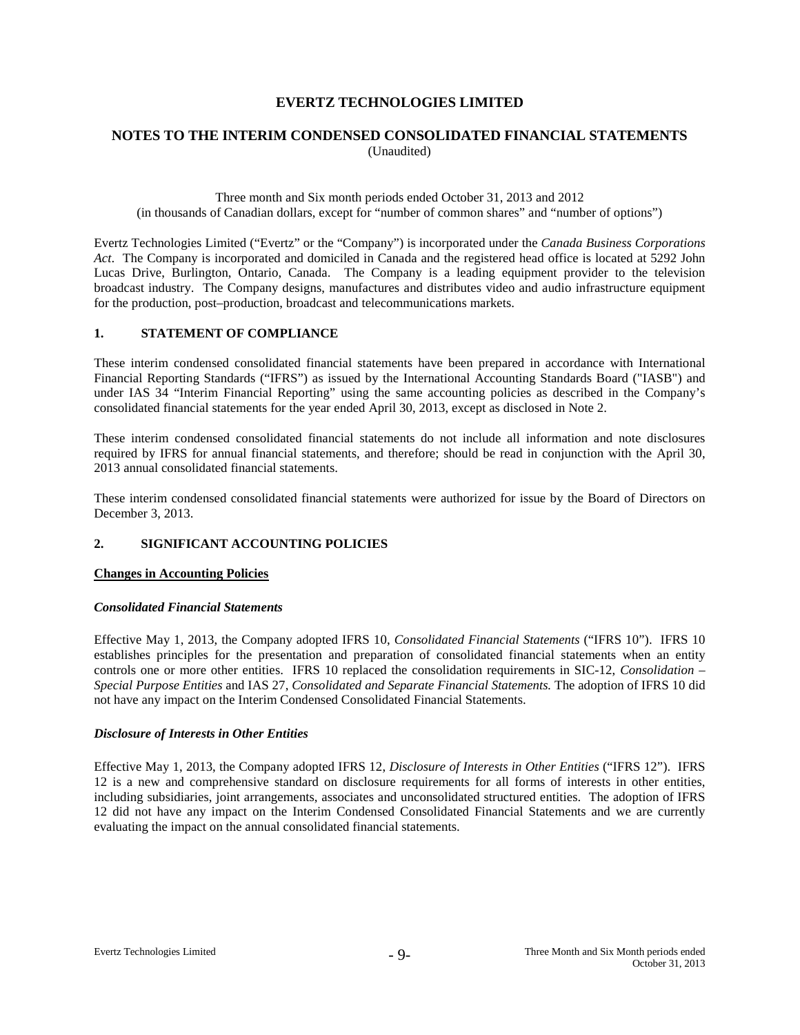# EVERTZ TECHNOLOGIES LIMITED

## NOTES TO THE INTERIM CONDENSED CONSOLIDATED FINANCIAL STATEMENTS

(Unaudited)

Three month and Six month periods ended October 31, 2013 and 2012
(in thousands of Canadian dollars, except for "number of common shares" and "number of options")

Evertz Technologies Limited ("Evertz" or the "Company") is incorporated under the *Canada Business Corporations Act*. The Company is incorporated and domiciled in Canada and the registered head office is located at 5292 John Lucas Drive, Burlington, Ontario, Canada. The Company is a leading equipment provider to the television broadcast industry. The Company designs, manufactures and distributes video and audio infrastructure equipment for the production, post–production, broadcast and telecommunications markets.

### 1. STATEMENT OF COMPLIANCE

These interim condensed consolidated financial statements have been prepared in accordance with International Financial Reporting Standards ("IFRS") as issued by the International Accounting Standards Board ("IASB") and under IAS 34 "Interim Financial Reporting" using the same accounting policies as described in the Company's consolidated financial statements for the year ended April 30, 2013, except as disclosed in Note 2.

These interim condensed consolidated financial statements do not include all information and note disclosures required by IFRS for annual financial statements, and therefore; should be read in conjunction with the April 30, 2013 annual consolidated financial statements.

These interim condensed consolidated financial statements were authorized for issue by the Board of Directors on December 3, 2013.

### 2. SIGNIFICANT ACCOUNTING POLICIES

**Changes in Accounting Policies**

***Consolidated Financial Statements***

Effective May 1, 2013, the Company adopted IFRS 10, *Consolidated Financial Statements* ("IFRS 10"). IFRS 10 establishes principles for the presentation and preparation of consolidated financial statements when an entity controls one or more other entities. IFRS 10 replaced the consolidation requirements in SIC-12, *Consolidation – Special Purpose Entities* and IAS 27, *Consolidated and Separate Financial Statements.* The adoption of IFRS 10 did not have any impact on the Interim Condensed Consolidated Financial Statements.

***Disclosure of Interests in Other Entities***

Effective May 1, 2013, the Company adopted IFRS 12, *Disclosure of Interests in Other Entities* ("IFRS 12"). IFRS 12 is a new and comprehensive standard on disclosure requirements for all forms of interests in other entities, including subsidiaries, joint arrangements, associates and unconsolidated structured entities. The adoption of IFRS 12 did not have any impact on the Interim Condensed Consolidated Financial Statements and we are currently evaluating the impact on the annual consolidated financial statements.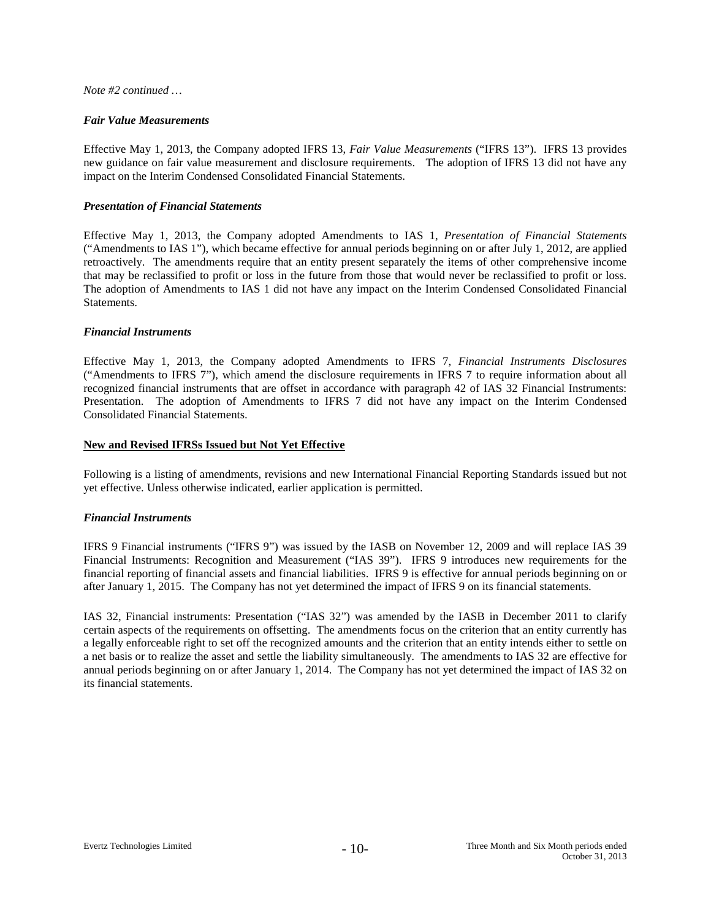*Note #2 continued …*

***Fair Value Measurements***

Effective May 1, 2013, the Company adopted IFRS 13, *Fair Value Measurements* ("IFRS 13"). IFRS 13 provides new guidance on fair value measurement and disclosure requirements. The adoption of IFRS 13 did not have any impact on the Interim Condensed Consolidated Financial Statements.

***Presentation of Financial Statements***

Effective May 1, 2013, the Company adopted Amendments to IAS 1, *Presentation of Financial Statements* ("Amendments to IAS 1"), which became effective for annual periods beginning on or after July 1, 2012, are applied retroactively. The amendments require that an entity present separately the items of other comprehensive income that may be reclassified to profit or loss in the future from those that would never be reclassified to profit or loss. The adoption of Amendments to IAS 1 did not have any impact on the Interim Condensed Consolidated Financial Statements.

***Financial Instruments***

Effective May 1, 2013, the Company adopted Amendments to IFRS 7, *Financial Instruments Disclosures* ("Amendments to IFRS 7"), which amend the disclosure requirements in IFRS 7 to require information about all recognized financial instruments that are offset in accordance with paragraph 42 of IAS 32 Financial Instruments: Presentation. The adoption of Amendments to IFRS 7 did not have any impact on the Interim Condensed Consolidated Financial Statements.

**New and Revised IFRSs Issued but Not Yet Effective**

Following is a listing of amendments, revisions and new International Financial Reporting Standards issued but not yet effective. Unless otherwise indicated, earlier application is permitted.

***Financial Instruments***

IFRS 9 Financial instruments ("IFRS 9") was issued by the IASB on November 12, 2009 and will replace IAS 39 Financial Instruments: Recognition and Measurement ("IAS 39"). IFRS 9 introduces new requirements for the financial reporting of financial assets and financial liabilities. IFRS 9 is effective for annual periods beginning on or after January 1, 2015. The Company has not yet determined the impact of IFRS 9 on its financial statements.

IAS 32, Financial instruments: Presentation ("IAS 32") was amended by the IASB in December 2011 to clarify certain aspects of the requirements on offsetting. The amendments focus on the criterion that an entity currently has a legally enforceable right to set off the recognized amounts and the criterion that an entity intends either to settle on a net basis or to realize the asset and settle the liability simultaneously. The amendments to IAS 32 are effective for annual periods beginning on or after January 1, 2014. The Company has not yet determined the impact of IAS 32 on its financial statements.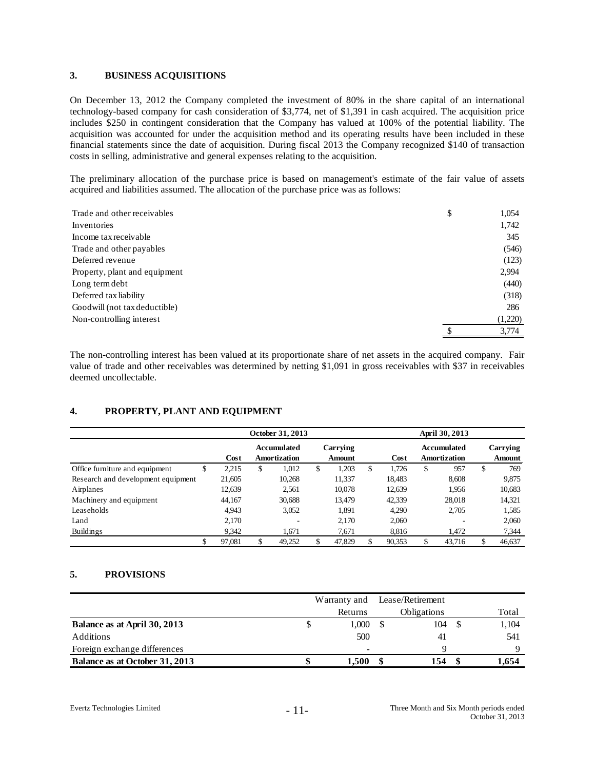## 3. BUSINESS ACQUISITIONS

On December 13, 2012 the Company completed the investment of 80% in the share capital of an international technology-based company for cash consideration of $3,774, net of $1,391 in cash acquired. The acquisition price includes $250 in contingent consideration that the Company has valued at 100% of the potential liability. The acquisition was accounted for under the acquisition method and its operating results have been included in these financial statements since the date of acquisition. During fiscal 2013 the Company recognized $140 of transaction costs in selling, administrative and general expenses relating to the acquisition.

The preliminary allocation of the purchase price is based on management's estimate of the fair value of assets acquired and liabilities assumed. The allocation of the purchase price was as follows:

| | |
|---|---|
| Trade and other receivables | $ 1,054 |
| Inventories | 1,742 |
| Income tax receivable | 345 |
| Trade and other payables | (546) |
| Deferred revenue | (123) |
| Property, plant and equipment | 2,994 |
| Long term debt | (440) |
| Deferred tax liability | (318) |
| Goodwill (not tax deductible) | 286 |
| Non-controlling interest | (1,220) |
| | $ 3,774 |

The non-controlling interest has been valued at its proportionate share of net assets in the acquired company. Fair value of trade and other receivables was determined by netting $1,091 in gross receivables with $37 in receivables deemed uncollectable.

## 4. PROPERTY, PLANT AND EQUIPMENT

| | October 31, 2013 | | | April 30, 2013 | | |
|---|---|---|---|---|---|---|
| | Cost | Accumulated Amortization | Carrying Amount | Cost | Accumulated Amortization | Carrying Amount |
| Office furniture and equipment | $ 2,215 | $ 1,012 | $ 1,203 | $ 1,726 | $ 957 | $ 769 |
| Research and development equipment | 21,605 | 10,268 | 11,337 | 18,483 | 8,608 | 9,875 |
| Airplanes | 12,639 | 2,561 | 10,078 | 12,639 | 1,956 | 10,683 |
| Machinery and equipment | 44,167 | 30,688 | 13,479 | 42,339 | 28,018 | 14,321 |
| Leaseholds | 4,943 | 3,052 | 1,891 | 4,290 | 2,705 | 1,585 |
| Land | 2,170 | - | 2,170 | 2,060 | - | 2,060 |
| Buildings | 9,342 | 1,671 | 7,671 | 8,816 | 1,472 | 7,344 |
| | $ 97,081 | $ 49,252 | $ 47,829 | $ 90,353 | $ 43,716 | $ 46,637 |

## 5. PROVISIONS

| | Warranty and Returns | Lease/Retirement Obligations | Total |
|---|---|---|---|
| **Balance as at April 30, 2013** | $ 1,000 | $ 104 | $ 1,104 |
| Additions | 500 | 41 | 541 |
| Foreign exchange differences | - | 9 | 9 |
| **Balance as at October 31, 2013** | **$ 1,500** | **$ 154** | **$ 1,654** |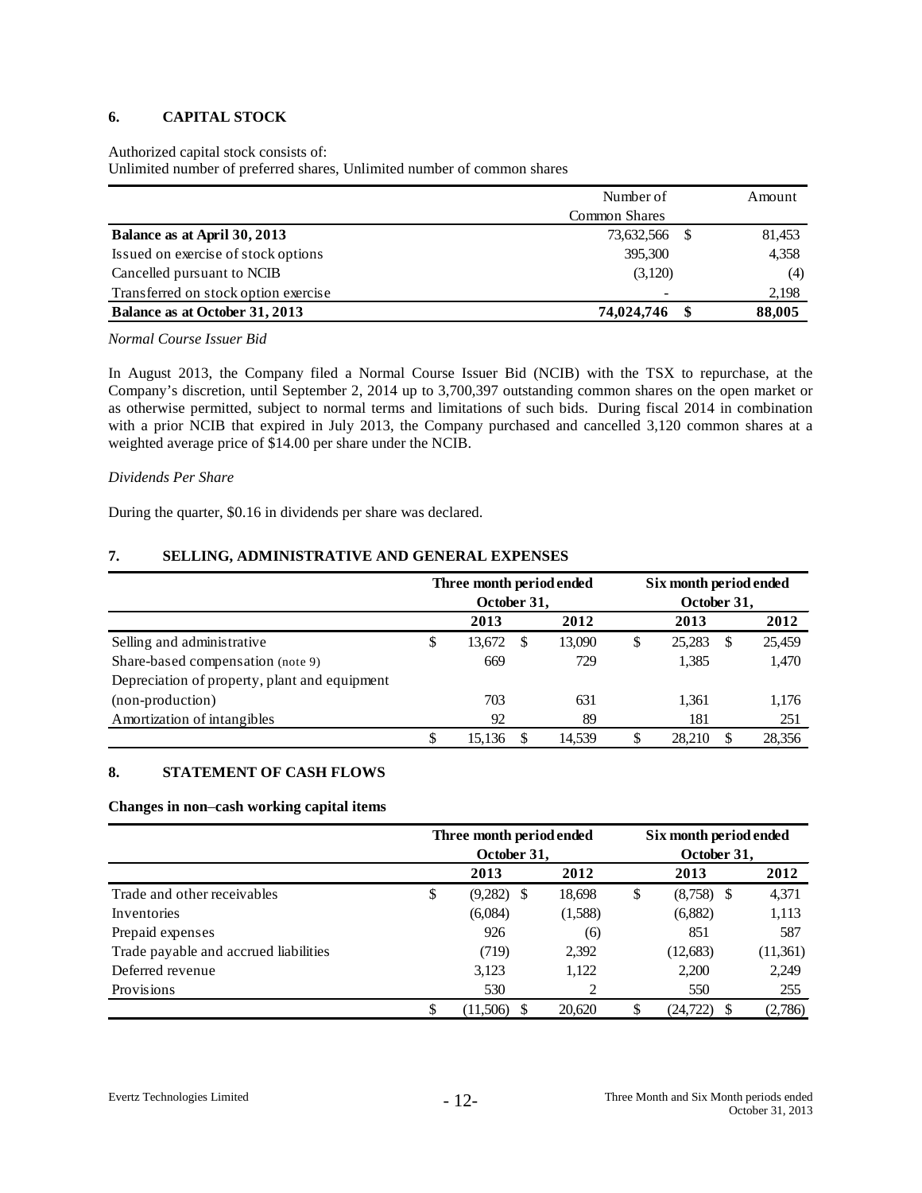## 6. CAPITAL STOCK

Authorized capital stock consists of:
Unlimited number of preferred shares, Unlimited number of common shares

| | Number of Common Shares | | Amount |
|---|---|---|---|
| **Balance as at April 30, 2013** | 73,632,566 | $ | 81,453 |
| Issued on exercise of stock options | 395,300 | | 4,358 |
| Cancelled pursuant to NCIB | (3,120) | | (4) |
| Transferred on stock option exercise | - | | 2,198 |
| **Balance as at October 31, 2013** | **74,024,746** | **$** | **88,005** |

*Normal Course Issuer Bid*

In August 2013, the Company filed a Normal Course Issuer Bid (NCIB) with the TSX to repurchase, at the Company's discretion, until September 2, 2014 up to 3,700,397 outstanding common shares on the open market or as otherwise permitted, subject to normal terms and limitations of such bids. During fiscal 2014 in combination with a prior NCIB that expired in July 2013, the Company purchased and cancelled 3,120 common shares at a weighted average price of $14.00 per share under the NCIB.

*Dividends Per Share*

During the quarter, $0.16 in dividends per share was declared.

## 7. SELLING, ADMINISTRATIVE AND GENERAL EXPENSES

| | Three month period ended October 31, | | | | Six month period ended October 31, | | | |
|---|---|---|---|---|---|---|---|---|
| | | **2013** | | **2012** | | **2013** | | **2012** |
| Selling and administrative | $ | 13,672 | $ | 13,090 | $ | 25,283 | $ | 25,459 |
| Share-based compensation (note 9) | | 669 | | 729 | | 1,385 | | 1,470 |
| Depreciation of property, plant and equipment (non-production) | | 703 | | 631 | | 1,361 | | 1,176 |
| Amortization of intangibles | | 92 | | 89 | | 181 | | 251 |
| | $ | 15,136 | $ | 14,539 | $ | 28,210 | $ | 28,356 |

## 8. STATEMENT OF CASH FLOWS

**Changes in non–cash working capital items**

| | Three month period ended October 31, | | | | Six month period ended October 31, | | | |
|---|---|---|---|---|---|---|---|---|
| | | **2013** | | **2012** | | **2013** | | **2012** |
| Trade and other receivables | $ | (9,282) | $ | 18,698 | $ | (8,758) | $ | 4,371 |
| Inventories | | (6,084) | | (1,588) | | (6,882) | | 1,113 |
| Prepaid expenses | | 926 | | (6) | | 851 | | 587 |
| Trade payable and accrued liabilities | | (719) | | 2,392 | | (12,683) | | (11,361) |
| Deferred revenue | | 3,123 | | 1,122 | | 2,200 | | 2,249 |
| Provisions | | 530 | | 2 | | 550 | | 255 |
| | $ | (11,506) | $ | 20,620 | $ | (24,722) | $ | (2,786) |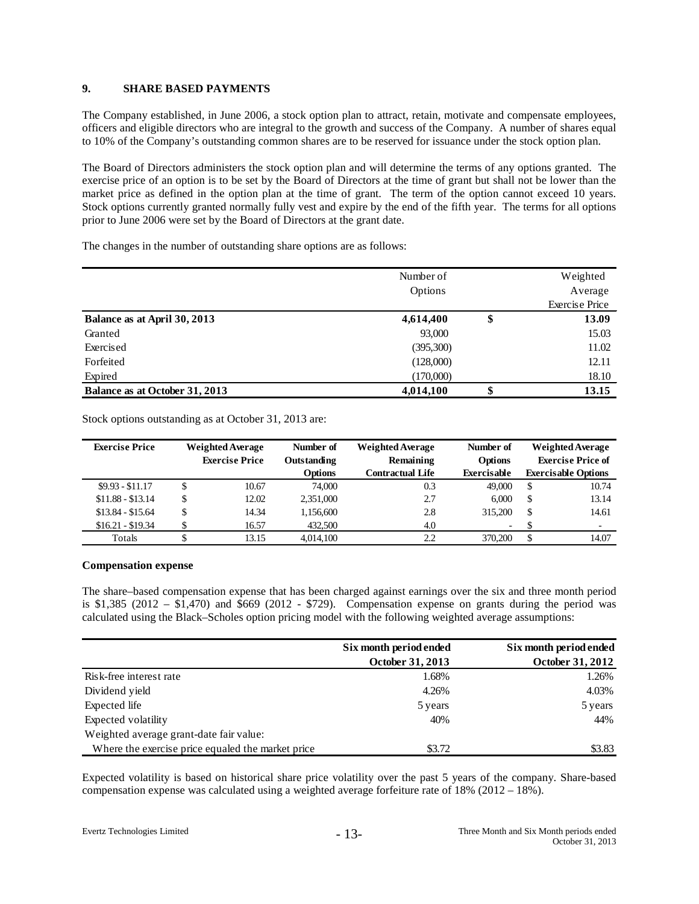## 9. SHARE BASED PAYMENTS

The Company established, in June 2006, a stock option plan to attract, retain, motivate and compensate employees, officers and eligible directors who are integral to the growth and success of the Company. A number of shares equal to 10% of the Company's outstanding common shares are to be reserved for issuance under the stock option plan.

The Board of Directors administers the stock option plan and will determine the terms of any options granted. The exercise price of an option is to be set by the Board of Directors at the time of grant but shall not be lower than the market price as defined in the option plan at the time of grant. The term of the option cannot exceed 10 years. Stock options currently granted normally fully vest and expire by the end of the fifth year. The terms for all options prior to June 2006 were set by the Board of Directors at the grant date.

The changes in the number of outstanding share options are as follows:

| | Number of Options | | Weighted Average Exercise Price |
|---|---|---|---|
| **Balance as at April 30, 2013** | **4,614,400** | **$** | **13.09** |
| Granted | 93,000 | | 15.03 |
| Exercised | (395,300) | | 11.02 |
| Forfeited | (128,000) | | 12.11 |
| Expired | (170,000) | | 18.10 |
| **Balance as at October 31, 2013** | **4,014,100** | **$** | **13.15** |

Stock options outstanding as at October 31, 2013 are:

| Exercise Price | | Weighted Average Exercise Price | Number of Outstanding Options | Weighted Average Remaining Contractual Life | Number of Options Exercisable | | Weighted Average Exercise Price of Exercisable Options |
|---|---|---|---|---|---|---|---|
| $9.93 - $11.17 | $ | 10.67 | 74,000 | 0.3 | 49,000 | $ | 10.74 |
| $11.88 - $13.14 | $ | 12.02 | 2,351,000 | 2.7 | 6,000 | $ | 13.14 |
| $13.84 - $15.64 | $ | 14.34 | 1,156,600 | 2.8 | 315,200 | $ | 14.61 |
| $16.21 - $19.34 | $ | 16.57 | 432,500 | 4.0 | - | $ | - |
| Totals | $ | 13.15 | 4,014,100 | 2.2 | 370,200 | $ | 14.07 |

### Compensation expense

The share–based compensation expense that has been charged against earnings over the six and three month period is $1,385 (2012 – $1,470) and $669 (2012 - $729). Compensation expense on grants during the period was calculated using the Black–Scholes option pricing model with the following weighted average assumptions:

| | Six month period ended October 31, 2013 | Six month period ended October 31, 2012 |
|---|---|---|
| Risk-free interest rate | 1.68% | 1.26% |
| Dividend yield | 4.26% | 4.03% |
| Expected life | 5 years | 5 years |
| Expected volatility | 40% | 44% |
| Weighted average grant-date fair value: | | |
| Where the exercise price equaled the market price | $3.72 | $3.83 |

Expected volatility is based on historical share price volatility over the past 5 years of the company. Share-based compensation expense was calculated using a weighted average forfeiture rate of 18% (2012 – 18%).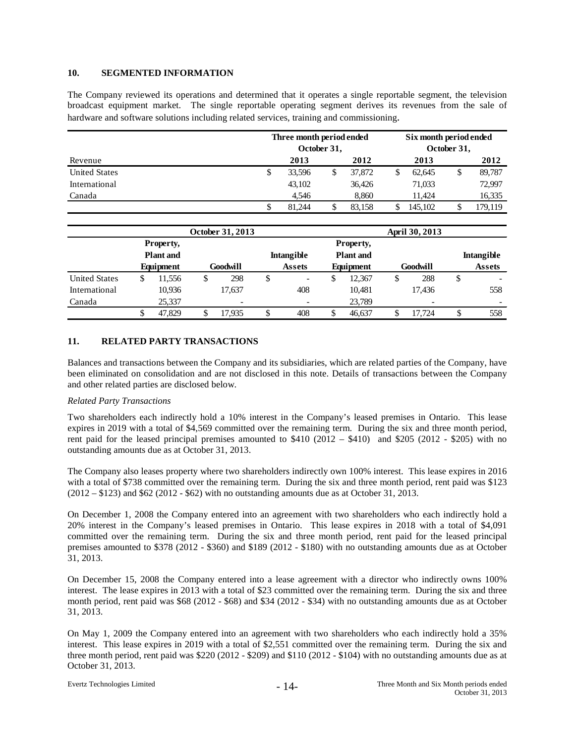## 10. SEGMENTED INFORMATION

The Company reviewed its operations and determined that it operates a single reportable segment, the television broadcast equipment market. The single reportable operating segment derives its revenues from the sale of hardware and software solutions including related services, training and commissioning.

| Revenue | Three month period ended October 31, 2013 | Three month period ended October 31, 2012 | Six month period ended October 31, 2013 | Six month period ended October 31, 2012 |
|---|---|---|---|---|
| United States | $ 33,596 | $ 37,872 | $ 62,645 | $ 89,787 |
| International | 43,102 | 36,426 | 71,033 | 72,997 |
| Canada | 4,546 | 8,860 | 11,424 | 16,335 |
| | $ 81,244 | $ 83,158 | $ 145,102 | $ 179,119 |

| | October 31, 2013 | | | April 30, 2013 | | |
|---|---|---|---|---|---|---|
| | Property, Plant and Equipment | Goodwill | Intangible Assets | Property, Plant and Equipment | Goodwill | Intangible Assets |
| United States | $ 11,556 | $ 298 | $ - | $ 12,367 | $ 288 | $ - |
| International | 10,936 | 17,637 | 408 | 10,481 | 17,436 | 558 |
| Canada | 25,337 | - | - | 23,789 | - | - |
| | $ 47,829 | $ 17,935 | $ 408 | $ 46,637 | $ 17,724 | $ 558 |

## 11. RELATED PARTY TRANSACTIONS

Balances and transactions between the Company and its subsidiaries, which are related parties of the Company, have been eliminated on consolidation and are not disclosed in this note. Details of transactions between the Company and other related parties are disclosed below.

*Related Party Transactions*

Two shareholders each indirectly hold a 10% interest in the Company's leased premises in Ontario. This lease expires in 2019 with a total of $4,569 committed over the remaining term. During the six and three month period, rent paid for the leased principal premises amounted to $410 (2012 – $410) and $205 (2012 - $205) with no outstanding amounts due as at October 31, 2013.

The Company also leases property where two shareholders indirectly own 100% interest. This lease expires in 2016 with a total of $738 committed over the remaining term. During the six and three month period, rent paid was $123 (2012 – $123) and $62 (2012 - $62) with no outstanding amounts due as at October 31, 2013.

On December 1, 2008 the Company entered into an agreement with two shareholders who each indirectly hold a 20% interest in the Company's leased premises in Ontario. This lease expires in 2018 with a total of $4,091 committed over the remaining term. During the six and three month period, rent paid for the leased principal premises amounted to $378 (2012 - $360) and $189 (2012 - $180) with no outstanding amounts due as at October 31, 2013.

On December 15, 2008 the Company entered into a lease agreement with a director who indirectly owns 100% interest. The lease expires in 2013 with a total of $23 committed over the remaining term. During the six and three month period, rent paid was $68 (2012 - $68) and $34 (2012 - $34) with no outstanding amounts due as at October 31, 2013.

On May 1, 2009 the Company entered into an agreement with two shareholders who each indirectly hold a 35% interest. This lease expires in 2019 with a total of $2,551 committed over the remaining term. During the six and three month period, rent paid was $220 (2012 - $209) and $110 (2012 - $104) with no outstanding amounts due as at October 31, 2013.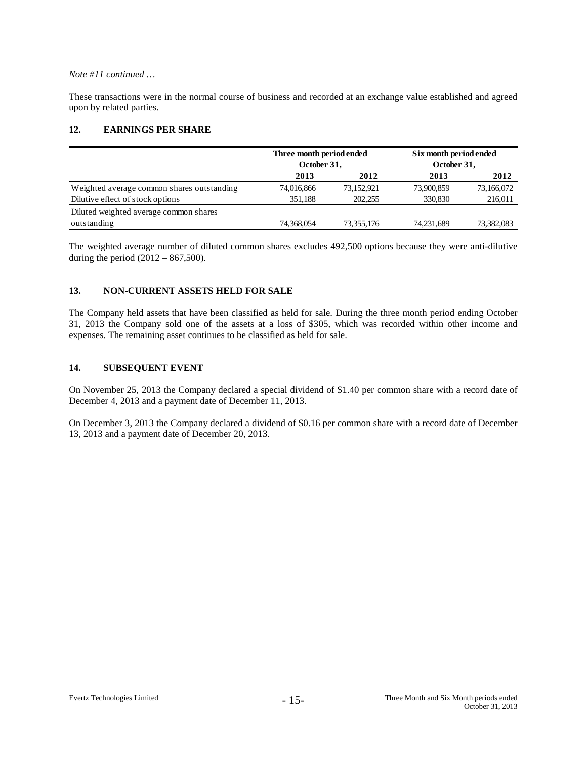*Note #11 continued …*

These transactions were in the normal course of business and recorded at an exchange value established and agreed upon by related parties.

## 12. EARNINGS PER SHARE

| | Three month period ended October 31, | | Six month period ended October 31, | |
|---|---|---|---|---|
| | 2013 | 2012 | 2013 | 2012 |
| Weighted average common shares outstanding | 74,016,866 | 73,152,921 | 73,900,859 | 73,166,072 |
| Dilutive effect of stock options | 351,188 | 202,255 | 330,830 | 216,011 |
| Diluted weighted average common shares outstanding | 74,368,054 | 73,355,176 | 74,231,689 | 73,382,083 |

The weighted average number of diluted common shares excludes 492,500 options because they were anti-dilutive during the period (2012 – 867,500).

## 13. NON-CURRENT ASSETS HELD FOR SALE

The Company held assets that have been classified as held for sale. During the three month period ending October 31, 2013 the Company sold one of the assets at a loss of $305, which was recorded within other income and expenses. The remaining asset continues to be classified as held for sale.

## 14. SUBSEQUENT EVENT

On November 25, 2013 the Company declared a special dividend of $1.40 per common share with a record date of December 4, 2013 and a payment date of December 11, 2013.

On December 3, 2013 the Company declared a dividend of $0.16 per common share with a record date of December 13, 2013 and a payment date of December 20, 2013.